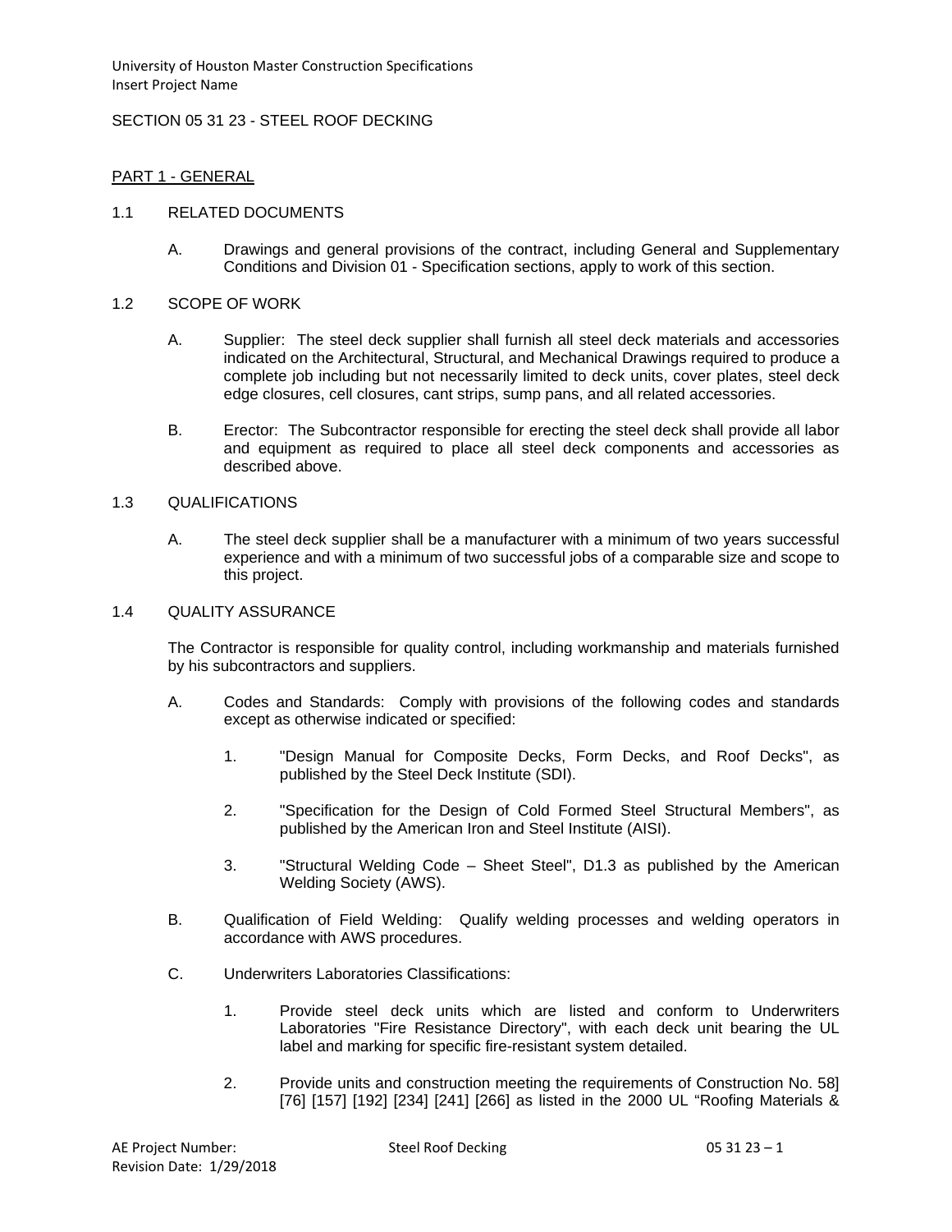University of Houston Master Construction Specifications
Insert Project Name

# SECTION 05 31 23 - STEEL ROOF DECKING

## PART 1 - GENERAL

### 1.1 RELATED DOCUMENTS

A. Drawings and general provisions of the contract, including General and Supplementary Conditions and Division 01 - Specification sections, apply to work of this section.

### 1.2 SCOPE OF WORK

A. Supplier: The steel deck supplier shall furnish all steel deck materials and accessories indicated on the Architectural, Structural, and Mechanical Drawings required to produce a complete job including but not necessarily limited to deck units, cover plates, steel deck edge closures, cell closures, cant strips, sump pans, and all related accessories.

B. Erector: The Subcontractor responsible for erecting the steel deck shall provide all labor and equipment as required to place all steel deck components and accessories as described above.

### 1.3 QUALIFICATIONS

A. The steel deck supplier shall be a manufacturer with a minimum of two years successful experience and with a minimum of two successful jobs of a comparable size and scope to this project.

### 1.4 QUALITY ASSURANCE

The Contractor is responsible for quality control, including workmanship and materials furnished by his subcontractors and suppliers.

A. Codes and Standards: Comply with provisions of the following codes and standards except as otherwise indicated or specified:

1. "Design Manual for Composite Decks, Form Decks, and Roof Decks", as published by the Steel Deck Institute (SDI).

2. "Specification for the Design of Cold Formed Steel Structural Members", as published by the American Iron and Steel Institute (AISI).

3. "Structural Welding Code – Sheet Steel", D1.3 as published by the American Welding Society (AWS).

B. Qualification of Field Welding: Qualify welding processes and welding operators in accordance with AWS procedures.

C. Underwriters Laboratories Classifications:

1. Provide steel deck units which are listed and conform to Underwriters Laboratories "Fire Resistance Directory", with each deck unit bearing the UL label and marking for specific fire-resistant system detailed.

2. Provide units and construction meeting the requirements of Construction No. 58] [76] [157] [192] [234] [241] [266] as listed in the 2000 UL "Roofing Materials &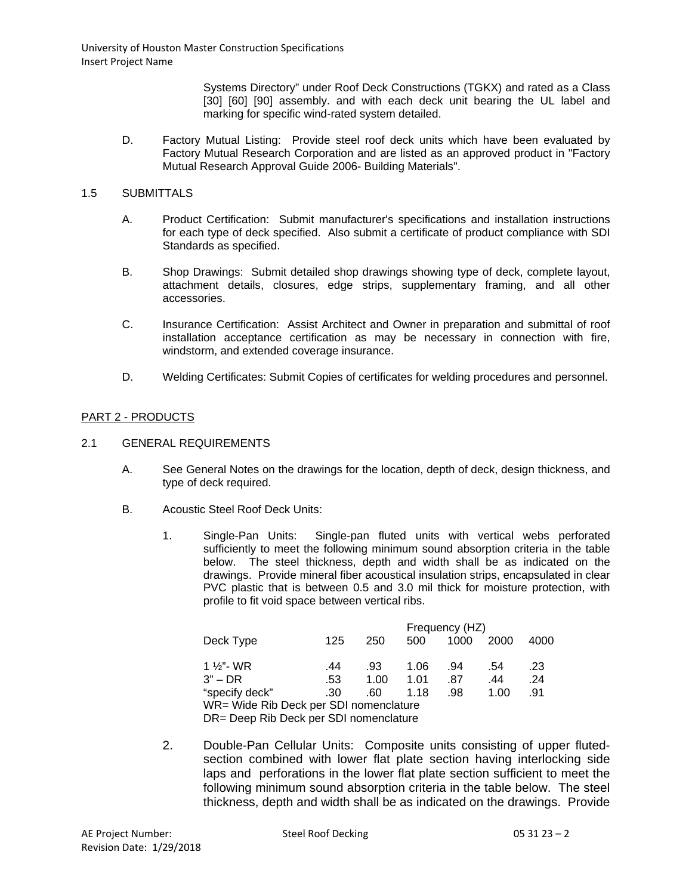Systems Directory" under Roof Deck Constructions (TGKX) and rated as a Class [30] [60] [90] assembly. and with each deck unit bearing the UL label and marking for specific wind-rated system detailed.

D. Factory Mutual Listing: Provide steel roof deck units which have been evaluated by Factory Mutual Research Corporation and are listed as an approved product in "Factory Mutual Research Approval Guide 2006- Building Materials".

1.5 SUBMITTALS

A. Product Certification: Submit manufacturer's specifications and installation instructions for each type of deck specified. Also submit a certificate of product compliance with SDI Standards as specified.

B. Shop Drawings: Submit detailed shop drawings showing type of deck, complete layout, attachment details, closures, edge strips, supplementary framing, and all other accessories.

C. Insurance Certification: Assist Architect and Owner in preparation and submittal of roof installation acceptance certification as may be necessary in connection with fire, windstorm, and extended coverage insurance.

D. Welding Certificates: Submit Copies of certificates for welding procedures and personnel.

## PART 2 - PRODUCTS

2.1 GENERAL REQUIREMENTS

A. See General Notes on the drawings for the location, depth of deck, design thickness, and type of deck required.

B. Acoustic Steel Roof Deck Units:

1. Single-Pan Units: Single-pan fluted units with vertical webs perforated sufficiently to meet the following minimum sound absorption criteria in the table below. The steel thickness, depth and width shall be as indicated on the drawings. Provide mineral fiber acoustical insulation strips, encapsulated in clear PVC plastic that is between 0.5 and 3.0 mil thick for moisture protection, with profile to fit void space between vertical ribs.

| | Frequency (HZ) | | | | | |
|---|---|---|---|---|---|---|
| Deck Type | 125 | 250 | 500 | 1000 | 2000 | 4000 |
| 1 ½"- WR | .44 | .93 | 1.06 | .94 | .54 | .23 |
| 3" – DR | .53 | 1.00 | 1.01 | .87 | .44 | .24 |
| "specify deck" | .30 | .60 | 1.18 | .98 | 1.00 | .91 |

WR= Wide Rib Deck per SDI nomenclature
DR= Deep Rib Deck per SDI nomenclature

2. Double-Pan Cellular Units: Composite units consisting of upper fluted-section combined with lower flat plate section having interlocking side laps and perforations in the lower flat plate section sufficient to meet the following minimum sound absorption criteria in the table below. The steel thickness, depth and width shall be as indicated on the drawings. Provide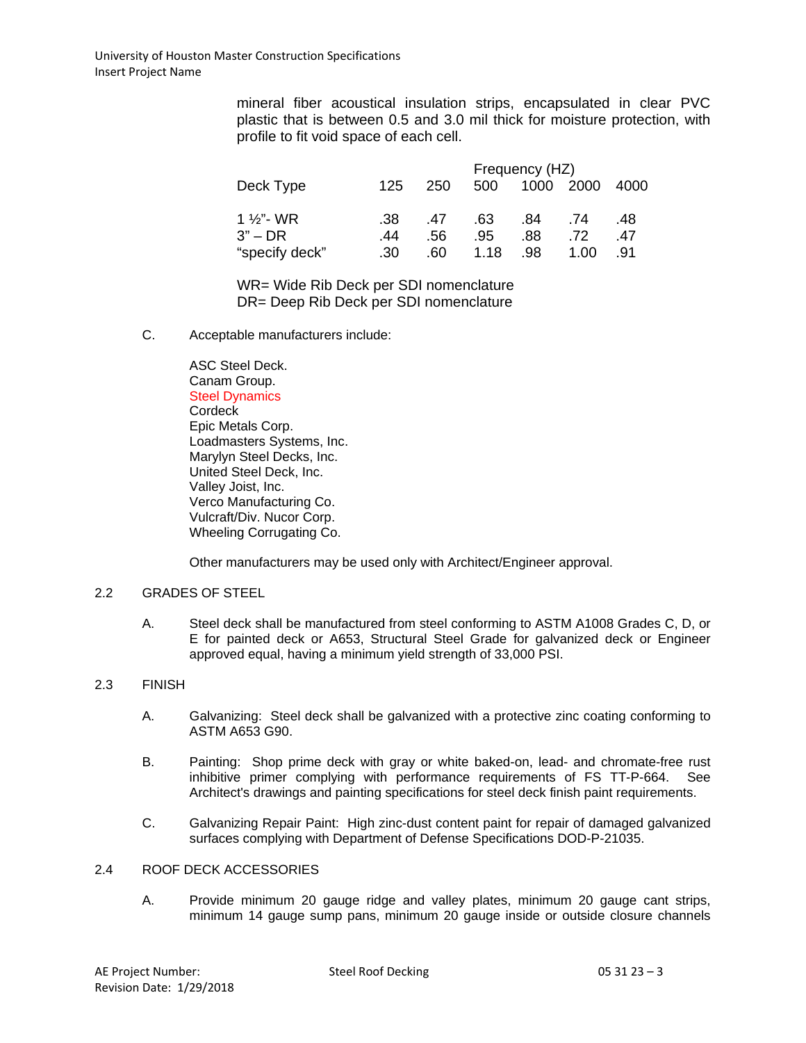mineral fiber acoustical insulation strips, encapsulated in clear PVC plastic that is between 0.5 and 3.0 mil thick for moisture protection, with profile to fit void space of each cell.

| Deck Type | 125 | 250 | 500 | 1000 | 2000 | 4000 |
|---|---|---|---|---|---|---|
| | | | Frequency (HZ) | | | |
| 1 ½"- WR | .38 | .47 | .63 | .84 | .74 | .48 |
| 3" – DR | .44 | .56 | .95 | .88 | .72 | .47 |
| "specify deck" | .30 | .60 | 1.18 | .98 | 1.00 | .91 |

WR= Wide Rib Deck per SDI nomenclature
DR= Deep Rib Deck per SDI nomenclature

C. Acceptable manufacturers include:

ASC Steel Deck.
Canam Group.
Steel Dynamics
Cordeck
Epic Metals Corp.
Loadmasters Systems, Inc.
Marylyn Steel Decks, Inc.
United Steel Deck, Inc.
Valley Joist, Inc.
Verco Manufacturing Co.
Vulcraft/Div. Nucor Corp.
Wheeling Corrugating Co.

Other manufacturers may be used only with Architect/Engineer approval.

## 2.2 GRADES OF STEEL

A. Steel deck shall be manufactured from steel conforming to ASTM A1008 Grades C, D, or E for painted deck or A653, Structural Steel Grade for galvanized deck or Engineer approved equal, having a minimum yield strength of 33,000 PSI.

## 2.3 FINISH

A. Galvanizing: Steel deck shall be galvanized with a protective zinc coating conforming to ASTM A653 G90.

B. Painting: Shop prime deck with gray or white baked-on, lead- and chromate-free rust inhibitive primer complying with performance requirements of FS TT-P-664. See Architect's drawings and painting specifications for steel deck finish paint requirements.

C. Galvanizing Repair Paint: High zinc-dust content paint for repair of damaged galvanized surfaces complying with Department of Defense Specifications DOD-P-21035.

## 2.4 ROOF DECK ACCESSORIES

A. Provide minimum 20 gauge ridge and valley plates, minimum 20 gauge cant strips, minimum 14 gauge sump pans, minimum 20 gauge inside or outside closure channels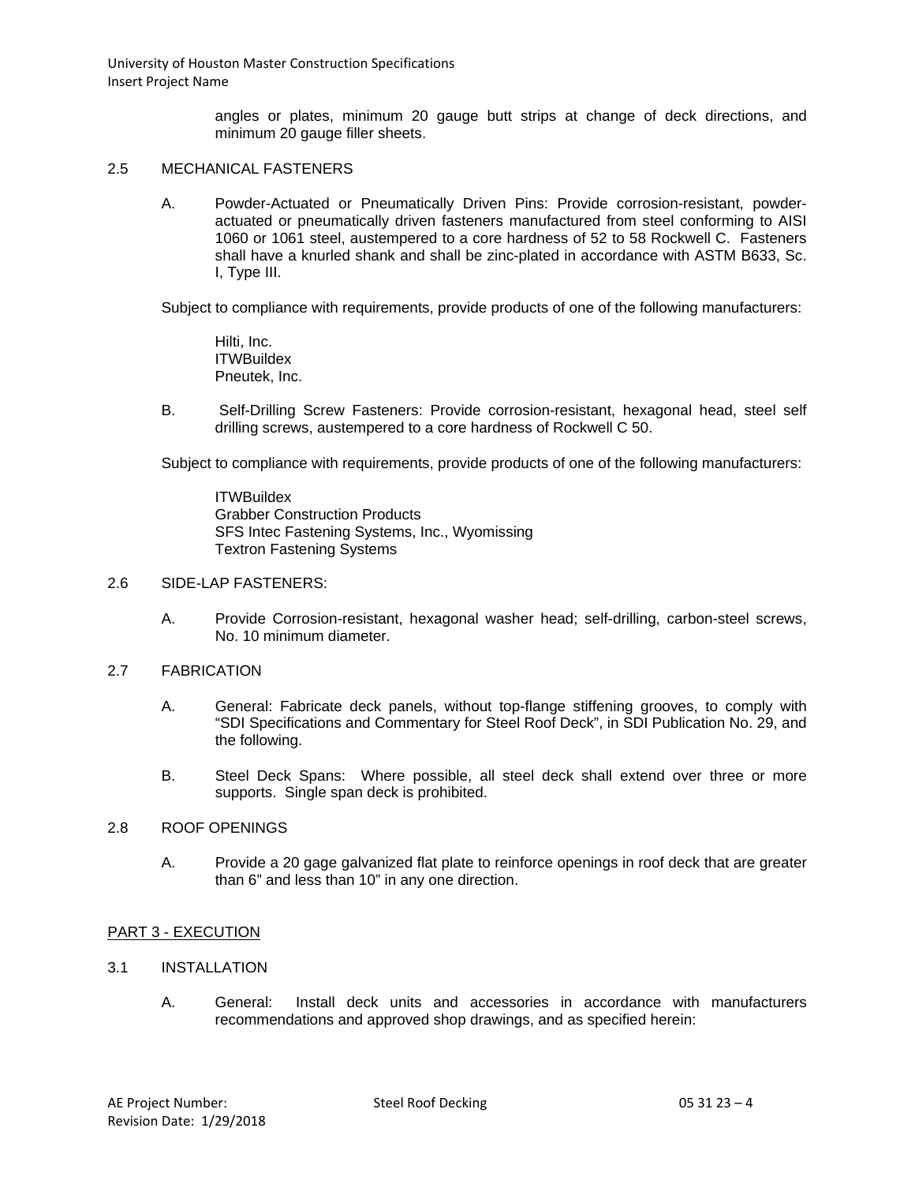angles or plates, minimum 20 gauge butt strips at change of deck directions, and minimum 20 gauge filler sheets.

## 2.5 MECHANICAL FASTENERS

A. Powder-Actuated or Pneumatically Driven Pins: Provide corrosion-resistant, powder-actuated or pneumatically driven fasteners manufactured from steel conforming to AISI 1060 or 1061 steel, austempered to a core hardness of 52 to 58 Rockwell C. Fasteners shall have a knurled shank and shall be zinc-plated in accordance with ASTM B633, Sc. I, Type III.

Subject to compliance with requirements, provide products of one of the following manufacturers:

Hilti, Inc.
ITWBuildex
Pneutek, Inc.

B. Self-Drilling Screw Fasteners: Provide corrosion-resistant, hexagonal head, steel self drilling screws, austempered to a core hardness of Rockwell C 50.

Subject to compliance with requirements, provide products of one of the following manufacturers:

ITWBuildex
Grabber Construction Products
SFS Intec Fastening Systems, Inc., Wyomissing
Textron Fastening Systems

## 2.6 SIDE-LAP FASTENERS:

A. Provide Corrosion-resistant, hexagonal washer head; self-drilling, carbon-steel screws, No. 10 minimum diameter.

## 2.7 FABRICATION

A. General: Fabricate deck panels, without top-flange stiffening grooves, to comply with “SDI Specifications and Commentary for Steel Roof Deck”, in SDI Publication No. 29, and the following.

B. Steel Deck Spans: Where possible, all steel deck shall extend over three or more supports. Single span deck is prohibited.

## 2.8 ROOF OPENINGS

A. Provide a 20 gage galvanized flat plate to reinforce openings in roof deck that are greater than 6” and less than 10” in any one direction.

# PART 3 - EXECUTION

## 3.1 INSTALLATION

A. General: Install deck units and accessories in accordance with manufacturers recommendations and approved shop drawings, and as specified herein: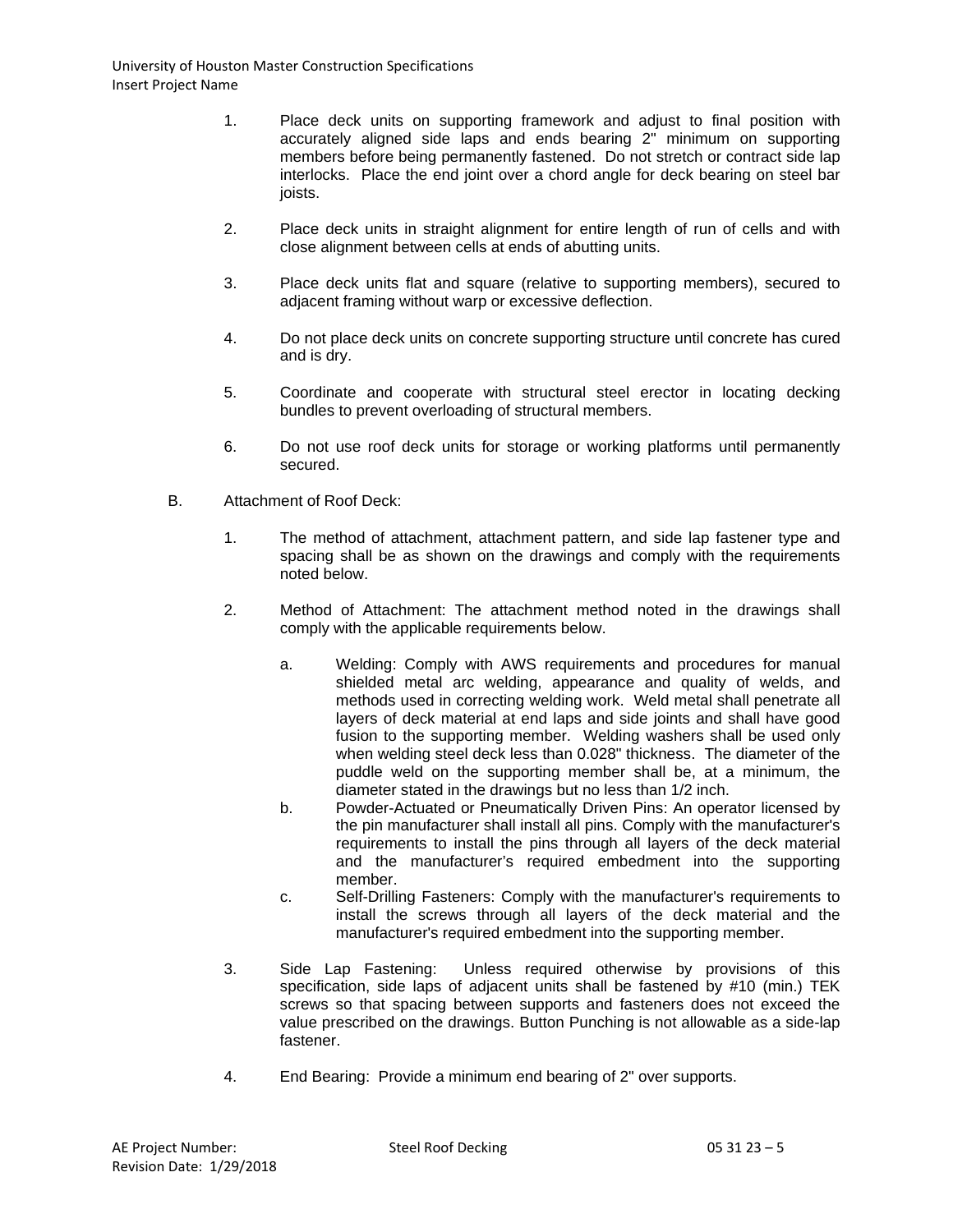1. Place deck units on supporting framework and adjust to final position with accurately aligned side laps and ends bearing 2" minimum on supporting members before being permanently fastened. Do not stretch or contract side lap interlocks. Place the end joint over a chord angle for deck bearing on steel bar joists.

2. Place deck units in straight alignment for entire length of run of cells and with close alignment between cells at ends of abutting units.

3. Place deck units flat and square (relative to supporting members), secured to adjacent framing without warp or excessive deflection.

4. Do not place deck units on concrete supporting structure until concrete has cured and is dry.

5. Coordinate and cooperate with structural steel erector in locating decking bundles to prevent overloading of structural members.

6. Do not use roof deck units for storage or working platforms until permanently secured.

B. Attachment of Roof Deck:

1. The method of attachment, attachment pattern, and side lap fastener type and spacing shall be as shown on the drawings and comply with the requirements noted below.

2. Method of Attachment: The attachment method noted in the drawings shall comply with the applicable requirements below.

   a. Welding: Comply with AWS requirements and procedures for manual shielded metal arc welding, appearance and quality of welds, and methods used in correcting welding work. Weld metal shall penetrate all layers of deck material at end laps and side joints and shall have good fusion to the supporting member. Welding washers shall be used only when welding steel deck less than 0.028" thickness. The diameter of the puddle weld on the supporting member shall be, at a minimum, the diameter stated in the drawings but no less than 1/2 inch.

   b. Powder-Actuated or Pneumatically Driven Pins: An operator licensed by the pin manufacturer shall install all pins. Comply with the manufacturer's requirements to install the pins through all layers of the deck material and the manufacturer's required embedment into the supporting member.

   c. Self-Drilling Fasteners: Comply with the manufacturer's requirements to install the screws through all layers of the deck material and the manufacturer's required embedment into the supporting member.

3. Side Lap Fastening: Unless required otherwise by provisions of this specification, side laps of adjacent units shall be fastened by #10 (min.) TEK screws so that spacing between supports and fasteners does not exceed the value prescribed on the drawings. Button Punching is not allowable as a side-lap fastener.

4. End Bearing: Provide a minimum end bearing of 2" over supports.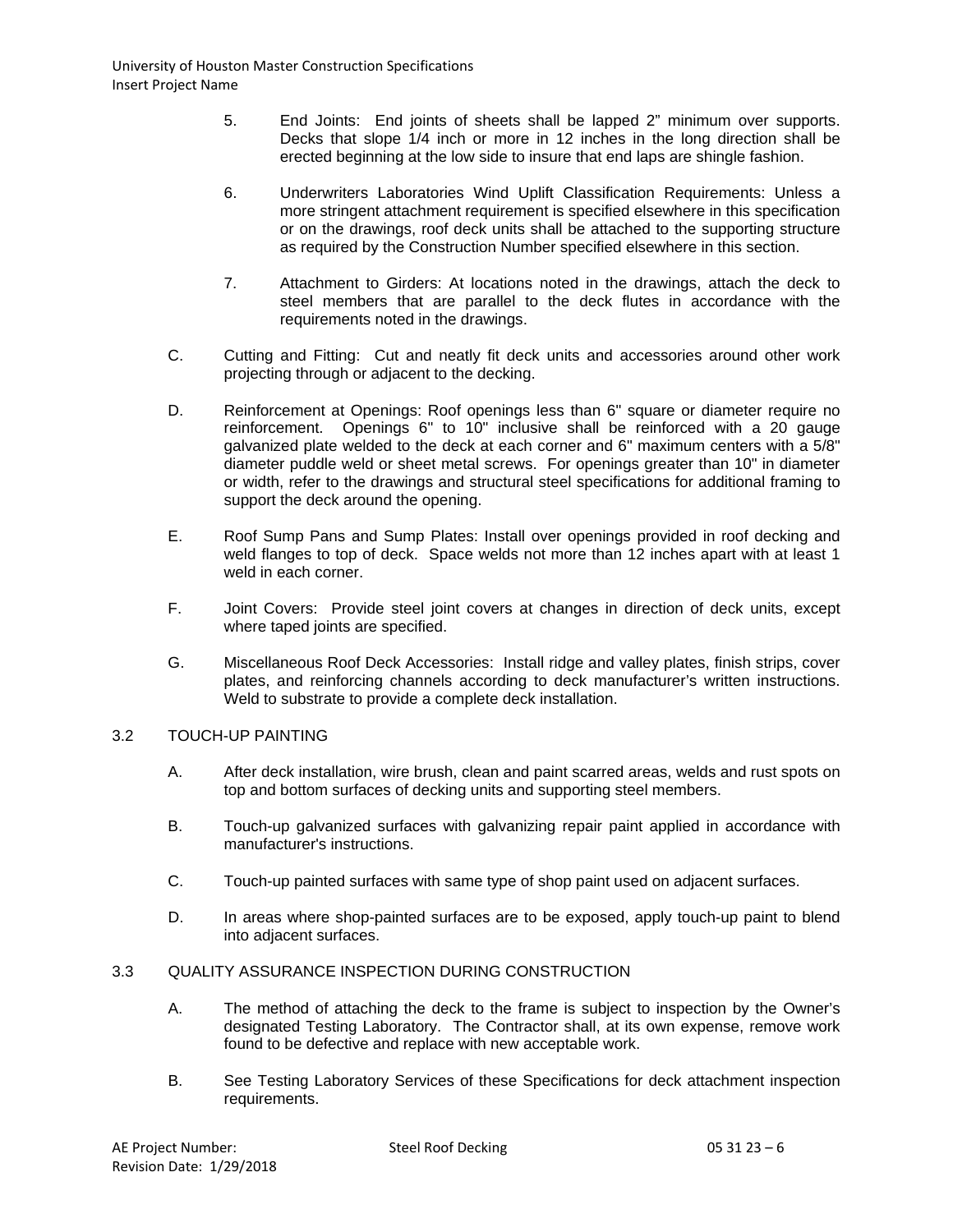5. End Joints: End joints of sheets shall be lapped 2" minimum over supports. Decks that slope 1/4 inch or more in 12 inches in the long direction shall be erected beginning at the low side to insure that end laps are shingle fashion.

6. Underwriters Laboratories Wind Uplift Classification Requirements: Unless a more stringent attachment requirement is specified elsewhere in this specification or on the drawings, roof deck units shall be attached to the supporting structure as required by the Construction Number specified elsewhere in this section.

7. Attachment to Girders: At locations noted in the drawings, attach the deck to steel members that are parallel to the deck flutes in accordance with the requirements noted in the drawings.

C. Cutting and Fitting: Cut and neatly fit deck units and accessories around other work projecting through or adjacent to the decking.

D. Reinforcement at Openings: Roof openings less than 6" square or diameter require no reinforcement. Openings 6" to 10" inclusive shall be reinforced with a 20 gauge galvanized plate welded to the deck at each corner and 6" maximum centers with a 5/8" diameter puddle weld or sheet metal screws. For openings greater than 10" in diameter or width, refer to the drawings and structural steel specifications for additional framing to support the deck around the opening.

E. Roof Sump Pans and Sump Plates: Install over openings provided in roof decking and weld flanges to top of deck. Space welds not more than 12 inches apart with at least 1 weld in each corner.

F. Joint Covers: Provide steel joint covers at changes in direction of deck units, except where taped joints are specified.

G. Miscellaneous Roof Deck Accessories: Install ridge and valley plates, finish strips, cover plates, and reinforcing channels according to deck manufacturer's written instructions. Weld to substrate to provide a complete deck installation.

## 3.2 TOUCH-UP PAINTING

A. After deck installation, wire brush, clean and paint scarred areas, welds and rust spots on top and bottom surfaces of decking units and supporting steel members.

B. Touch-up galvanized surfaces with galvanizing repair paint applied in accordance with manufacturer's instructions.

C. Touch-up painted surfaces with same type of shop paint used on adjacent surfaces.

D. In areas where shop-painted surfaces are to be exposed, apply touch-up paint to blend into adjacent surfaces.

## 3.3 QUALITY ASSURANCE INSPECTION DURING CONSTRUCTION

A. The method of attaching the deck to the frame is subject to inspection by the Owner's designated Testing Laboratory. The Contractor shall, at its own expense, remove work found to be defective and replace with new acceptable work.

B. See Testing Laboratory Services of these Specifications for deck attachment inspection requirements.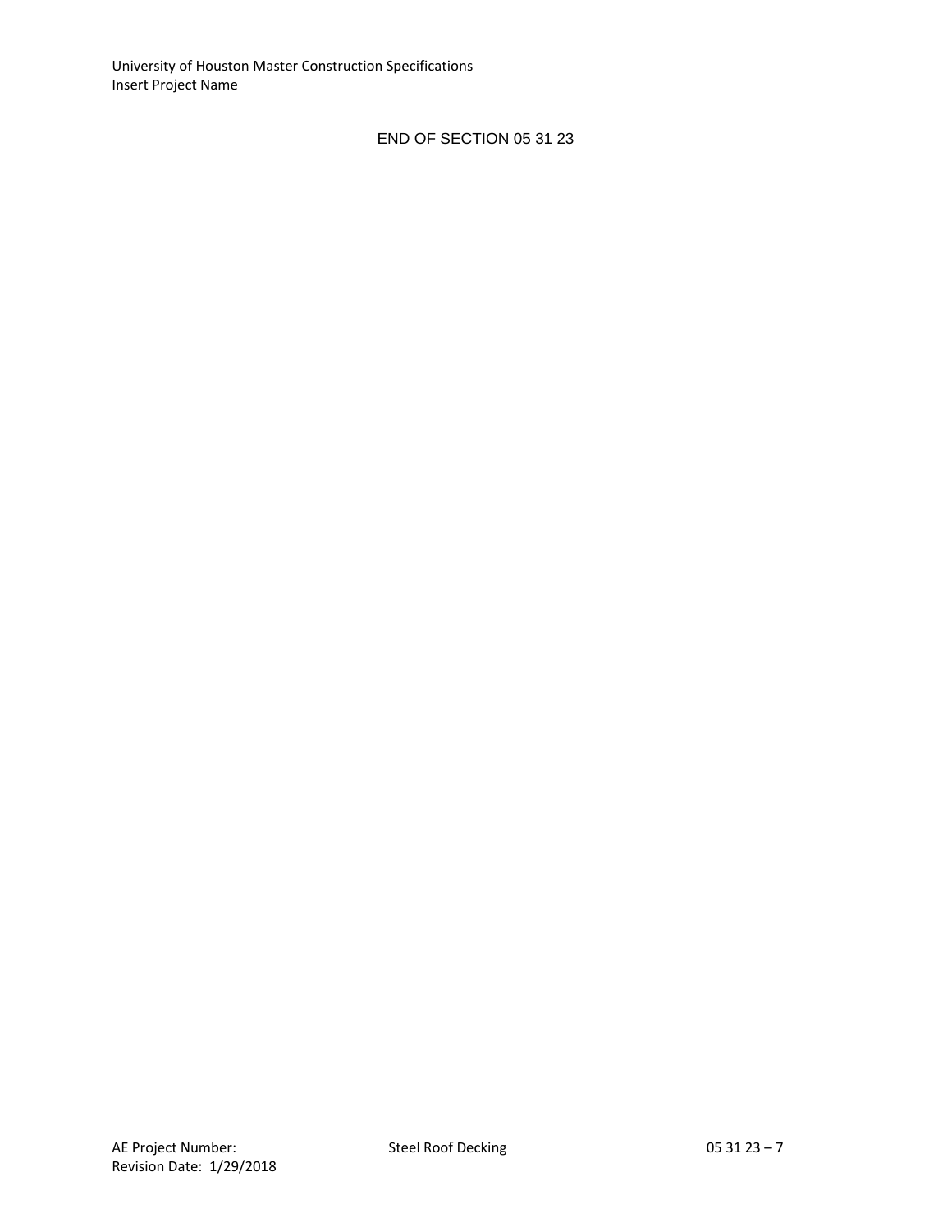END OF SECTION 05 31 23